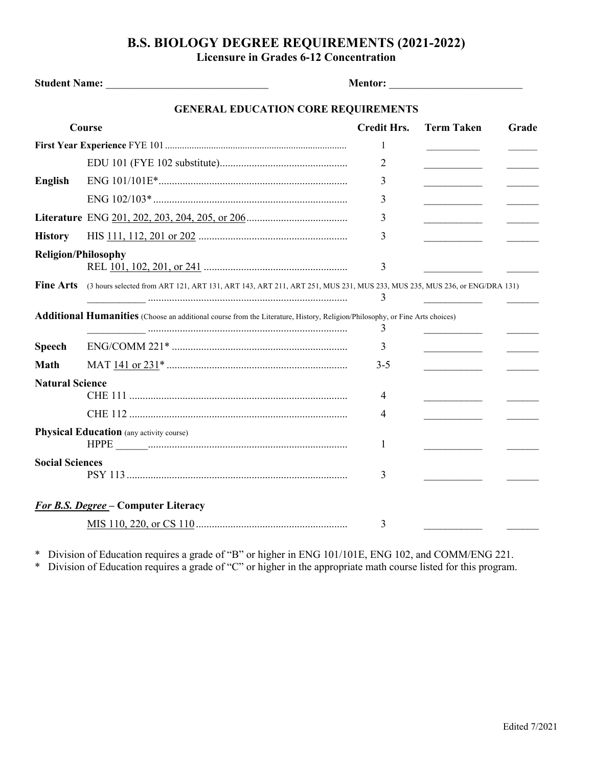# B.S. BIOLOGY DEGREE REQUIREMENTS (2021-2022)

## Licensure in Grades 6-12 Concentration

**Student Name:** ______________________________ **Mentor:** _________________________

### GENERAL EDUCATION CORE REQUIREMENTS

| Course | | Credit Hrs. | Term Taken | Grade |
|---|---|---|---|---|
| **First Year Experience** | FYE 101 | 1 | __________ | ______ |
| | EDU 101 (FYE 102 substitute) | 2 | __________ | ______ |
| **English** | ENG 101/101E* | 3 | __________ | ______ |
| | ENG 102/103* | 3 | __________ | ______ |
| **Literature** | ENG 201, 202, 203, 204, 205, or 206 | 3 | __________ | ______ |
| **History** | HIS 111, 112, 201 or 202 | 3 | __________ | ______ |
| **Religion/Philosophy** | REL 101, 102, 201, or 241 | 3 | __________ | ______ |
| **Fine Arts** (3 hours selected from ART 121, ART 131, ART 143, ART 211, ART 251, MUS 231, MUS 233, MUS 235, MUS 236, or ENG/DRA 131) | __________ | 3 | __________ | ______ |
| **Additional Humanities** (Choose an additional course from the Literature, History, Religion/Philosophy, or Fine Arts choices) | __________ | 3 | __________ | ______ |
| **Speech** | ENG/COMM 221* | 3 | __________ | ______ |
| **Math** | MAT 141 or 231* | 3-5 | __________ | ______ |
| **Natural Science** | CHE 111 | 4 | __________ | ______ |
| | CHE 112 | 4 | __________ | ______ |
| **Physical Education** (any activity course) | HPPE ______ | 1 | __________ | ______ |
| **Social Sciences** | PSY 113 | 3 | __________ | ______ |
| ***For B.S. Degree*** **– Computer Literacy** | MIS 110, 220, or CS 110 | 3 | __________ | ______ |

\* Division of Education requires a grade of "B" or higher in ENG 101/101E, ENG 102, and COMM/ENG 221.

\* Division of Education requires a grade of "C" or higher in the appropriate math course listed for this program.

Edited 7/2021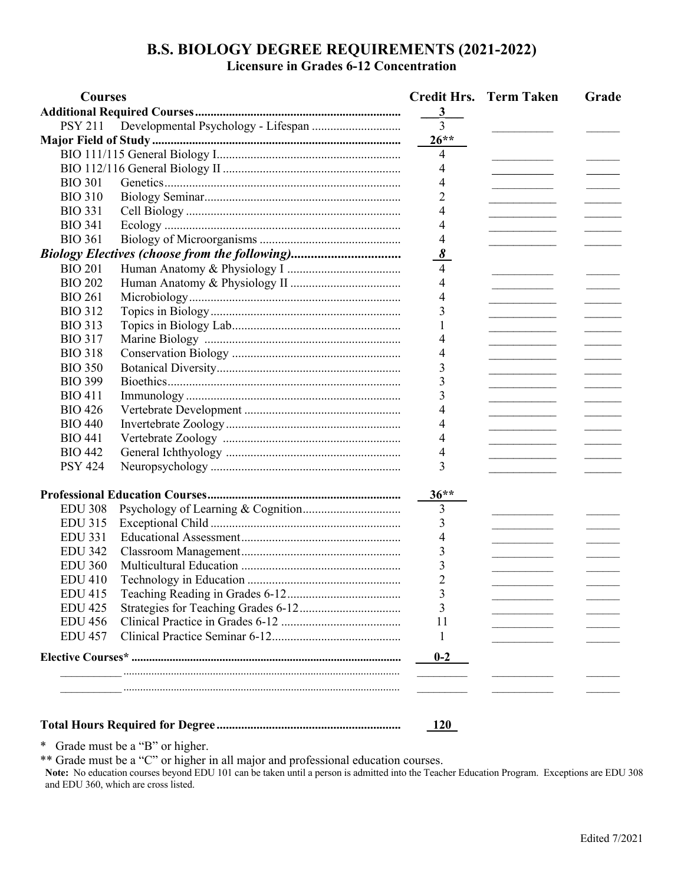# B.S. BIOLOGY DEGREE REQUIREMENTS (2021-2022)

## Licensure in Grades 6-12 Concentration

| Courses | | Credit Hrs. | Term Taken | Grade |
|---|---|---|---|---|
| **Additional Required Courses** | | **3** | | |
| PSY 211 | Developmental Psychology - Lifespan | 3 | | |
| **Major Field of Study** | | **26\*\*** | | |
| BIO 111/115 General Biology I | | 4 | | |
| BIO 112/116 General Biology II | | 4 | | |
| BIO 301 | Genetics | 4 | | |
| BIO 310 | Biology Seminar | 2 | | |
| BIO 331 | Cell Biology | 4 | | |
| BIO 341 | Ecology | 4 | | |
| BIO 361 | Biology of Microorganisms | 4 | | |
| ***Biology Electives (choose from the following)*** | | ***8*** | | |
| BIO 201 | Human Anatomy & Physiology I | 4 | | |
| BIO 202 | Human Anatomy & Physiology II | 4 | | |
| BIO 261 | Microbiology | 4 | | |
| BIO 312 | Topics in Biology | 3 | | |
| BIO 313 | Topics in Biology Lab | 1 | | |
| BIO 317 | Marine Biology | 4 | | |
| BIO 318 | Conservation Biology | 4 | | |
| BIO 350 | Botanical Diversity | 3 | | |
| BIO 399 | Bioethics | 3 | | |
| BIO 411 | Immunology | 3 | | |
| BIO 426 | Vertebrate Development | 4 | | |
| BIO 440 | Invertebrate Zoology | 4 | | |
| BIO 441 | Vertebrate Zoology | 4 | | |
| BIO 442 | General Ichthyology | 4 | | |
| PSY 424 | Neuropsychology | 3 | | |
| **Professional Education Courses** | | **36\*\*** | | |
| EDU 308 | Psychology of Learning & Cognition | 3 | | |
| EDU 315 | Exceptional Child | 3 | | |
| EDU 331 | Educational Assessment | 4 | | |
| EDU 342 | Classroom Management | 3 | | |
| EDU 360 | Multicultural Education | 3 | | |
| EDU 410 | Technology in Education | 2 | | |
| EDU 415 | Teaching Reading in Grades 6-12 | 3 | | |
| EDU 425 | Strategies for Teaching Grades 6-12 | 3 | | |
| EDU 456 | Clinical Practice in Grades 6-12 | 11 | | |
| EDU 457 | Clinical Practice Seminar 6-12 | 1 | | |
| **Elective Courses\*** | | **0-2** | | |
| | | | | |
| | | | | |
| **Total Hours Required for Degree** | | **120** | | |

\* Grade must be a "B" or higher.

\*\* Grade must be a "C" or higher in all major and professional education courses.

**Note:** No education courses beyond EDU 101 can be taken until a person is admitted into the Teacher Education Program. Exceptions are EDU 308 and EDU 360, which are cross listed.

Edited 7/2021